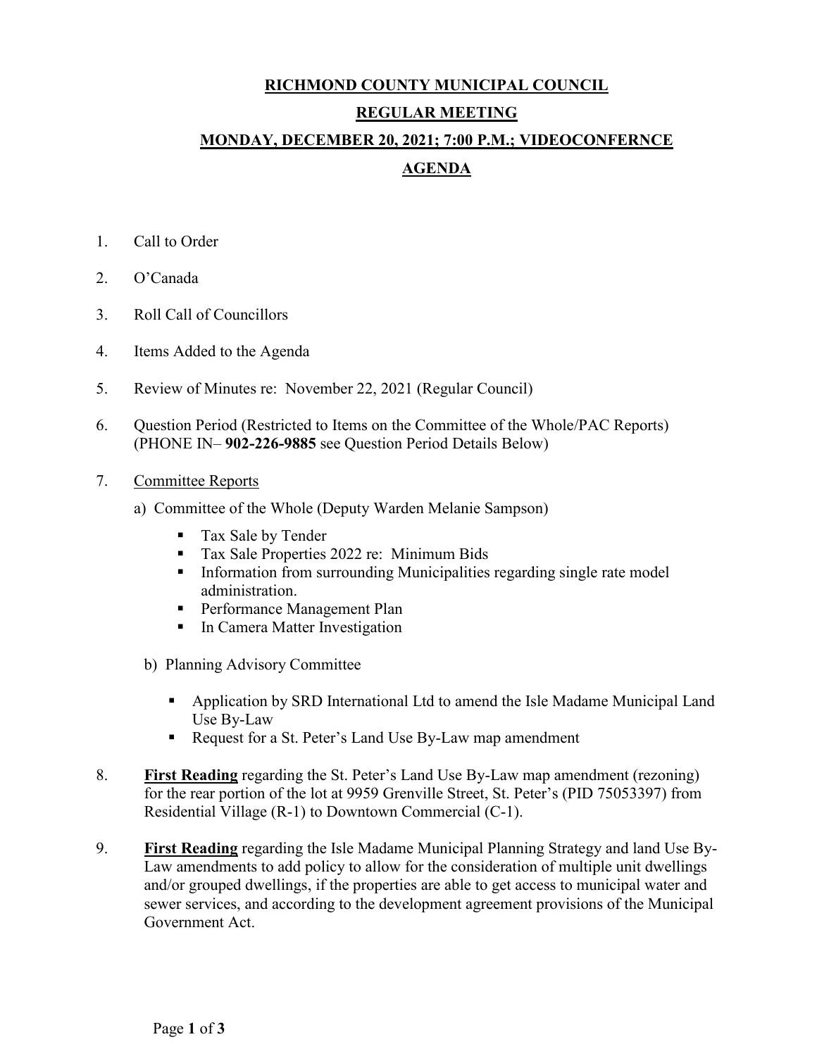# RICHMOND COUNTY MUNICIPAL COUNCIL

## REGULAR MEETING

## MONDAY, DECEMBER 20, 2021; 7:00 P.M.; VIDEOCONFERNCE

## AGENDA

1. Call to Order
2. O'Canada
3. Roll Call of Councillors
4. Items Added to the Agenda
5. Review of Minutes re: November 22, 2021 (Regular Council)
6. Question Period (Restricted to Items on the Committee of the Whole/PAC Reports) (PHONE IN– **902-226-9885** see Question Period Details Below)
7. Committee Reports

   a) Committee of the Whole (Deputy Warden Melanie Sampson)

   - Tax Sale by Tender
   - Tax Sale Properties 2022 re: Minimum Bids
   - Information from surrounding Municipalities regarding single rate model administration.
   - Performance Management Plan
   - In Camera Matter Investigation

   b) Planning Advisory Committee

   - Application by SRD International Ltd to amend the Isle Madame Municipal Land Use By-Law
   - Request for a St. Peter's Land Use By-Law map amendment

8. **First Reading** regarding the St. Peter's Land Use By-Law map amendment (rezoning) for the rear portion of the lot at 9959 Grenville Street, St. Peter's (PID 75053397) from Residential Village (R-1) to Downtown Commercial (C-1).
9. **First Reading** regarding the Isle Madame Municipal Planning Strategy and land Use By-Law amendments to add policy to allow for the consideration of multiple unit dwellings and/or grouped dwellings, if the properties are able to get access to municipal water and sewer services, and according to the development agreement provisions of the Municipal Government Act.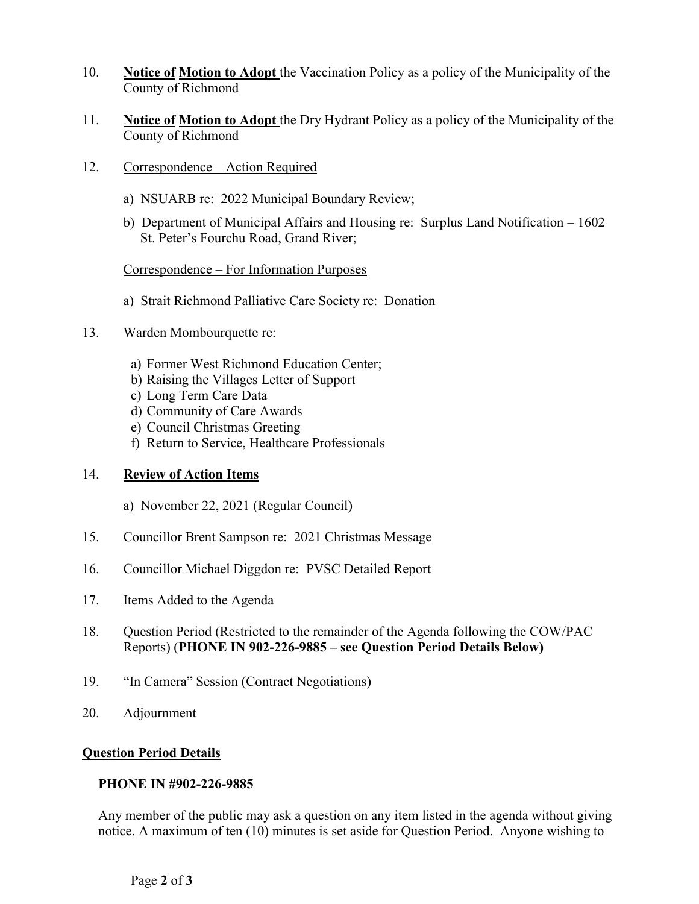10. **Notice of Motion to Adopt** the Vaccination Policy as a policy of the Municipality of the County of Richmond

11. **Notice of Motion to Adopt** the Dry Hydrant Policy as a policy of the Municipality of the County of Richmond

12. Correspondence – Action Required

    a) NSUARB re: 2022 Municipal Boundary Review;

    b) Department of Municipal Affairs and Housing re: Surplus Land Notification – 1602 St. Peter's Fourchu Road, Grand River;

    Correspondence – For Information Purposes

    a) Strait Richmond Palliative Care Society re: Donation

13. Warden Mombourquette re:

    a) Former West Richmond Education Center;
    b) Raising the Villages Letter of Support
    c) Long Term Care Data
    d) Community of Care Awards
    e) Council Christmas Greeting
    f) Return to Service, Healthcare Professionals

14. **Review of Action Items**

    a) November 22, 2021 (Regular Council)

15. Councillor Brent Sampson re: 2021 Christmas Message

16. Councillor Michael Diggdon re: PVSC Detailed Report

17. Items Added to the Agenda

18. Question Period (Restricted to the remainder of the Agenda following the COW/PAC Reports) (**PHONE IN 902-226-9885 – see Question Period Details Below)**

19. "In Camera" Session (Contract Negotiations)

20. Adjournment

## Question Period Details

**PHONE IN #902-226-9885**

Any member of the public may ask a question on any item listed in the agenda without giving notice. A maximum of ten (10) minutes is set aside for Question Period. Anyone wishing to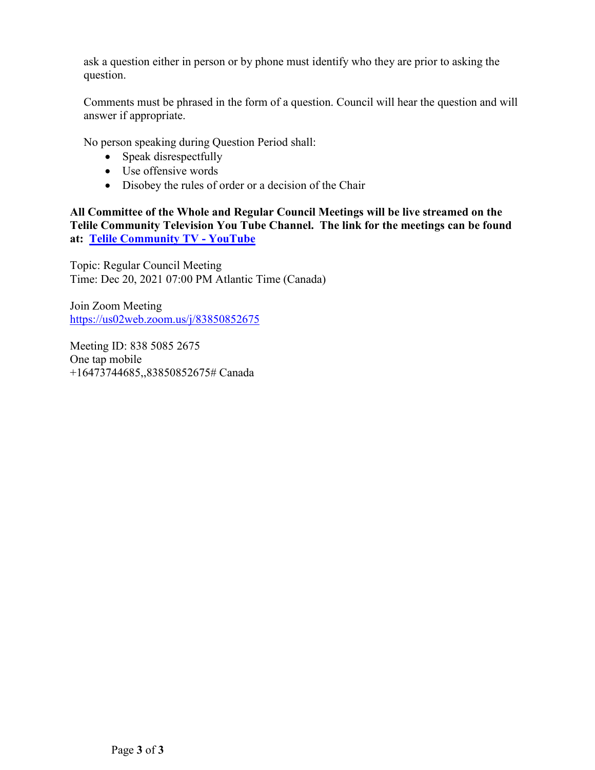ask a question either in person or by phone must identify who they are prior to asking the question.

Comments must be phrased in the form of a question. Council will hear the question and will answer if appropriate.

No person speaking during Question Period shall:

- Speak disrespectfully
- Use offensive words
- Disobey the rules of order or a decision of the Chair

**All Committee of the Whole and Regular Council Meetings will be live streamed on the Telile Community Television You Tube Channel. The link for the meetings can be found at: [Telile Community TV - YouTube]**

Topic: Regular Council Meeting
Time: Dec 20, 2021 07:00 PM Atlantic Time (Canada)

Join Zoom Meeting
https://us02web.zoom.us/j/83850852675

Meeting ID: 838 5085 2675
One tap mobile
+16473744685,,83850852675# Canada